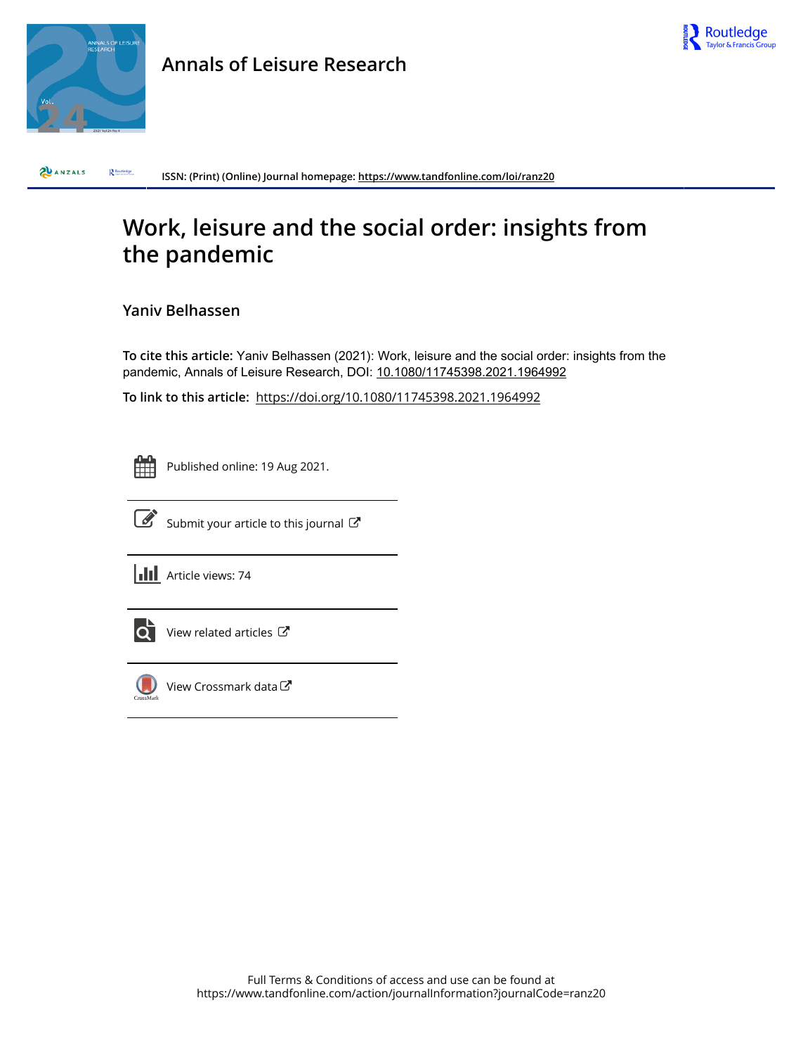# Annals of Leisure Research

ISSN: (Print) (Online) Journal homepage: https://www.tandfonline.com/loi/ranz20

# Work, leisure and the social order: insights from the pandemic

**Yaniv Belhassen**

**To cite this article:** Yaniv Belhassen (2021): Work, leisure and the social order: insights from the pandemic, Annals of Leisure Research, DOI: 10.1080/11745398.2021.1964992

**To link to this article:** https://doi.org/10.1080/11745398.2021.1964992

Published online: 19 Aug 2021.

Submit your article to this journal

Article views: 74

View related articles

View Crossmark data

Full Terms & Conditions of access and use can be found at
https://www.tandfonline.com/action/journalInformation?journalCode=ranz20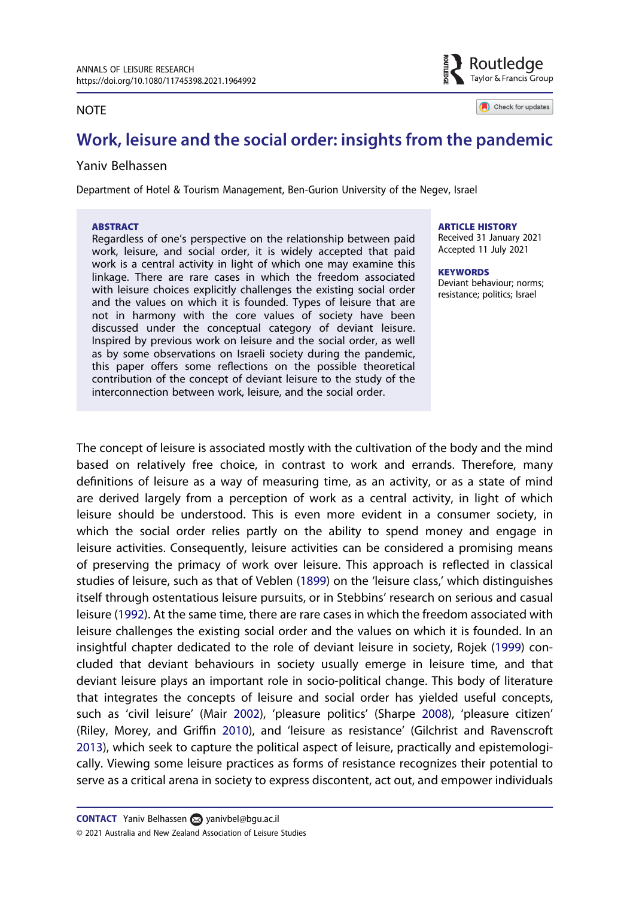NOTE

# Work, leisure and the social order: insights from the pandemic

Yaniv Belhassen

Department of Hotel & Tourism Management, Ben-Gurion University of the Negev, Israel

**ABSTRACT**

Regardless of one's perspective on the relationship between paid work, leisure, and social order, it is widely accepted that paid work is a central activity in light of which one may examine this linkage. There are rare cases in which the freedom associated with leisure choices explicitly challenges the existing social order and the values on which it is founded. Types of leisure that are not in harmony with the core values of society have been discussed under the conceptual category of deviant leisure. Inspired by previous work on leisure and the social order, as well as by some observations on Israeli society during the pandemic, this paper offers some reflections on the possible theoretical contribution of the concept of deviant leisure to the study of the interconnection between work, leisure, and the social order.

**ARTICLE HISTORY**

Received 31 January 2021
Accepted 11 July 2021

**KEYWORDS**

Deviant behaviour; norms; resistance; politics; Israel

The concept of leisure is associated mostly with the cultivation of the body and the mind based on relatively free choice, in contrast to work and errands. Therefore, many definitions of leisure as a way of measuring time, as an activity, or as a state of mind are derived largely from a perception of work as a central activity, in light of which leisure should be understood. This is even more evident in a consumer society, in which the social order relies partly on the ability to spend money and engage in leisure activities. Consequently, leisure activities can be considered a promising means of preserving the primacy of work over leisure. This approach is reflected in classical studies of leisure, such as that of Veblen (1899) on the 'leisure class,' which distinguishes itself through ostentatious leisure pursuits, or in Stebbins' research on serious and casual leisure (1992). At the same time, there are rare cases in which the freedom associated with leisure challenges the existing social order and the values on which it is founded. In an insightful chapter dedicated to the role of deviant leisure in society, Rojek (1999) concluded that deviant behaviours in society usually emerge in leisure time, and that deviant leisure plays an important role in socio-political change. This body of literature that integrates the concepts of leisure and social order has yielded useful concepts, such as 'civil leisure' (Mair 2002), 'pleasure politics' (Sharpe 2008), 'pleasure citizen' (Riley, Morey, and Griffin 2010), and 'leisure as resistance' (Gilchrist and Ravenscroft 2013), which seek to capture the political aspect of leisure, practically and epistemologically. Viewing some leisure practices as forms of resistance recognizes their potential to serve as a critical arena in society to express discontent, act out, and empower individuals

**CONTACT** Yaniv Belhassen yanivbel@bgu.ac.il

© 2021 Australia and New Zealand Association of Leisure Studies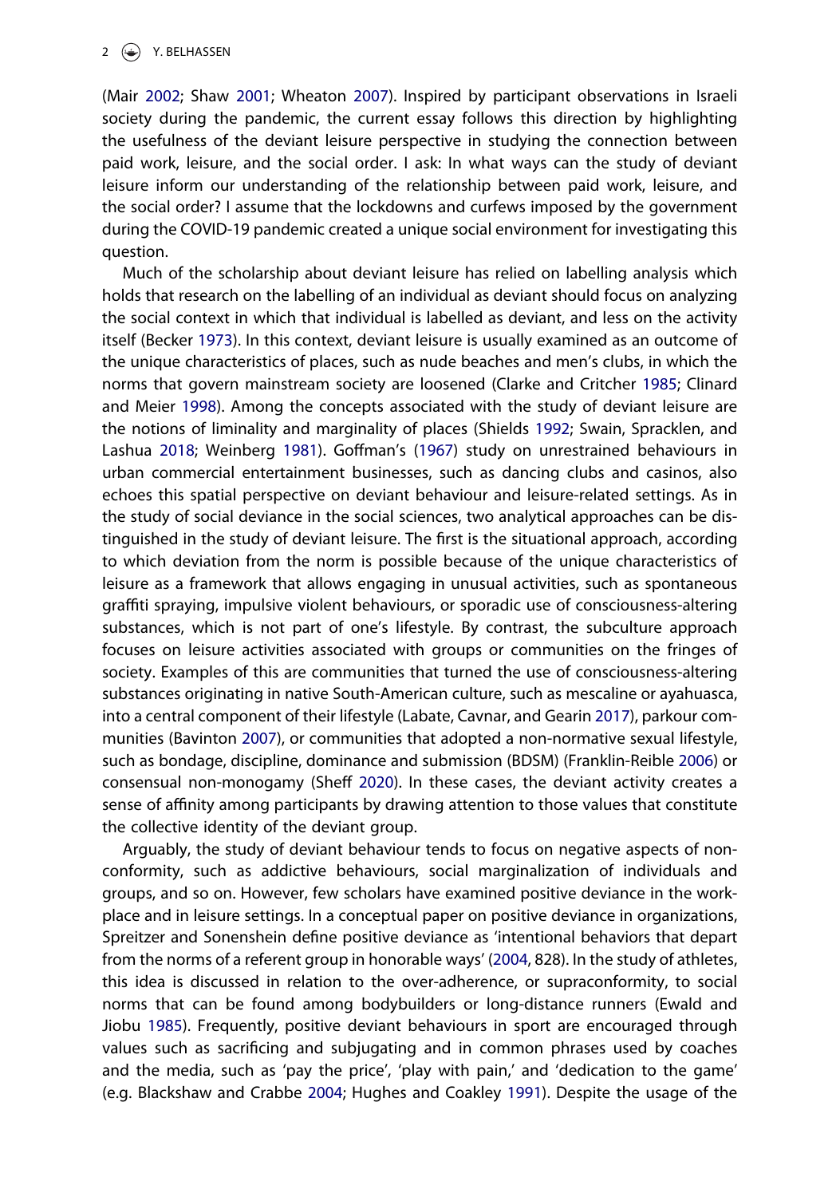(Mair 2002; Shaw 2001; Wheaton 2007). Inspired by participant observations in Israeli society during the pandemic, the current essay follows this direction by highlighting the usefulness of the deviant leisure perspective in studying the connection between paid work, leisure, and the social order. I ask: In what ways can the study of deviant leisure inform our understanding of the relationship between paid work, leisure, and the social order? I assume that the lockdowns and curfews imposed by the government during the COVID-19 pandemic created a unique social environment for investigating this question.

Much of the scholarship about deviant leisure has relied on labelling analysis which holds that research on the labelling of an individual as deviant should focus on analyzing the social context in which that individual is labelled as deviant, and less on the activity itself (Becker 1973). In this context, deviant leisure is usually examined as an outcome of the unique characteristics of places, such as nude beaches and men's clubs, in which the norms that govern mainstream society are loosened (Clarke and Critcher 1985; Clinard and Meier 1998). Among the concepts associated with the study of deviant leisure are the notions of liminality and marginality of places (Shields 1992; Swain, Spracklen, and Lashua 2018; Weinberg 1981). Goffman's (1967) study on unrestrained behaviours in urban commercial entertainment businesses, such as dancing clubs and casinos, also echoes this spatial perspective on deviant behaviour and leisure-related settings. As in the study of social deviance in the social sciences, two analytical approaches can be distinguished in the study of deviant leisure. The first is the situational approach, according to which deviation from the norm is possible because of the unique characteristics of leisure as a framework that allows engaging in unusual activities, such as spontaneous graffiti spraying, impulsive violent behaviours, or sporadic use of consciousness-altering substances, which is not part of one's lifestyle. By contrast, the subculture approach focuses on leisure activities associated with groups or communities on the fringes of society. Examples of this are communities that turned the use of consciousness-altering substances originating in native South-American culture, such as mescaline or ayahuasca, into a central component of their lifestyle (Labate, Cavnar, and Gearin 2017), parkour communities (Bavinton 2007), or communities that adopted a non-normative sexual lifestyle, such as bondage, discipline, dominance and submission (BDSM) (Franklin-Reible 2006) or consensual non-monogamy (Sheff 2020). In these cases, the deviant activity creates a sense of affinity among participants by drawing attention to those values that constitute the collective identity of the deviant group.

Arguably, the study of deviant behaviour tends to focus on negative aspects of nonconformity, such as addictive behaviours, social marginalization of individuals and groups, and so on. However, few scholars have examined positive deviance in the workplace and in leisure settings. In a conceptual paper on positive deviance in organizations, Spreitzer and Sonenshein define positive deviance as 'intentional behaviors that depart from the norms of a referent group in honorable ways' (2004, 828). In the study of athletes, this idea is discussed in relation to the over-adherence, or supraconformity, to social norms that can be found among bodybuilders or long-distance runners (Ewald and Jiobu 1985). Frequently, positive deviant behaviours in sport are encouraged through values such as sacrificing and subjugating and in common phrases used by coaches and the media, such as 'pay the price', 'play with pain,' and 'dedication to the game' (e.g. Blackshaw and Crabbe 2004; Hughes and Coakley 1991). Despite the usage of the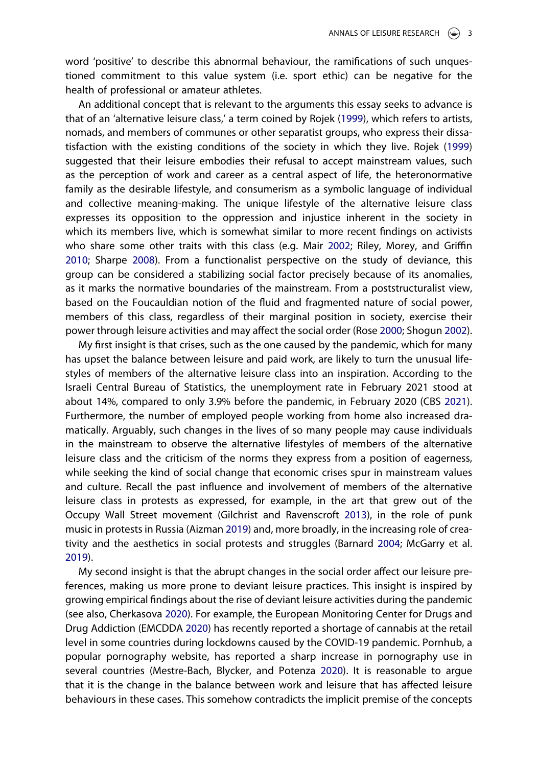word 'positive' to describe this abnormal behaviour, the ramifications of such unquestioned commitment to this value system (i.e. sport ethic) can be negative for the health of professional or amateur athletes.

An additional concept that is relevant to the arguments this essay seeks to advance is that of an 'alternative leisure class,' a term coined by Rojek (1999), which refers to artists, nomads, and members of communes or other separatist groups, who express their dissatisfaction with the existing conditions of the society in which they live. Rojek (1999) suggested that their leisure embodies their refusal to accept mainstream values, such as the perception of work and career as a central aspect of life, the heteronormative family as the desirable lifestyle, and consumerism as a symbolic language of individual and collective meaning-making. The unique lifestyle of the alternative leisure class expresses its opposition to the oppression and injustice inherent in the society in which its members live, which is somewhat similar to more recent findings on activists who share some other traits with this class (e.g. Mair 2002; Riley, Morey, and Griffin 2010; Sharpe 2008). From a functionalist perspective on the study of deviance, this group can be considered a stabilizing social factor precisely because of its anomalies, as it marks the normative boundaries of the mainstream. From a poststructuralist view, based on the Foucauldian notion of the fluid and fragmented nature of social power, members of this class, regardless of their marginal position in society, exercise their power through leisure activities and may affect the social order (Rose 2000; Shogun 2002).

My first insight is that crises, such as the one caused by the pandemic, which for many has upset the balance between leisure and paid work, are likely to turn the unusual lifestyles of members of the alternative leisure class into an inspiration. According to the Israeli Central Bureau of Statistics, the unemployment rate in February 2021 stood at about 14%, compared to only 3.9% before the pandemic, in February 2020 (CBS 2021). Furthermore, the number of employed people working from home also increased dramatically. Arguably, such changes in the lives of so many people may cause individuals in the mainstream to observe the alternative lifestyles of members of the alternative leisure class and the criticism of the norms they express from a position of eagerness, while seeking the kind of social change that economic crises spur in mainstream values and culture. Recall the past influence and involvement of members of the alternative leisure class in protests as expressed, for example, in the art that grew out of the Occupy Wall Street movement (Gilchrist and Ravenscroft 2013), in the role of punk music in protests in Russia (Aizman 2019) and, more broadly, in the increasing role of creativity and the aesthetics in social protests and struggles (Barnard 2004; McGarry et al. 2019).

My second insight is that the abrupt changes in the social order affect our leisure preferences, making us more prone to deviant leisure practices. This insight is inspired by growing empirical findings about the rise of deviant leisure activities during the pandemic (see also, Cherkasova 2020). For example, the European Monitoring Center for Drugs and Drug Addiction (EMCDDA 2020) has recently reported a shortage of cannabis at the retail level in some countries during lockdowns caused by the COVID-19 pandemic. Pornhub, a popular pornography website, has reported a sharp increase in pornography use in several countries (Mestre-Bach, Blycker, and Potenza 2020). It is reasonable to argue that it is the change in the balance between work and leisure that has affected leisure behaviours in these cases. This somehow contradicts the implicit premise of the concepts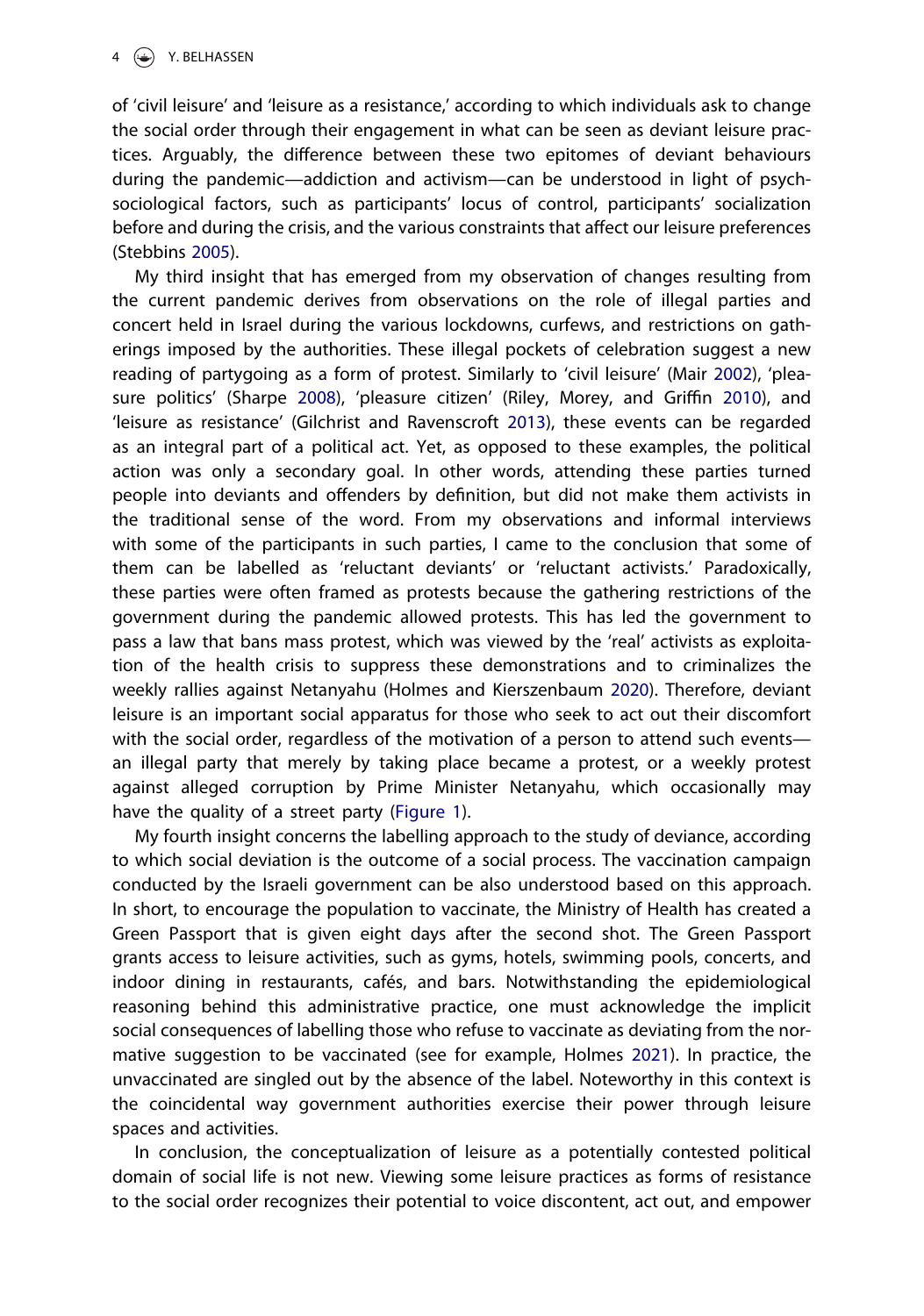of 'civil leisure' and 'leisure as a resistance,' according to which individuals ask to change the social order through their engagement in what can be seen as deviant leisure practices. Arguably, the difference between these two epitomes of deviant behaviours during the pandemic—addiction and activism—can be understood in light of psych-sociological factors, such as participants' locus of control, participants' socialization before and during the crisis, and the various constraints that affect our leisure preferences (Stebbins 2005).

My third insight that has emerged from my observation of changes resulting from the current pandemic derives from observations on the role of illegal parties and concert held in Israel during the various lockdowns, curfews, and restrictions on gatherings imposed by the authorities. These illegal pockets of celebration suggest a new reading of partygoing as a form of protest. Similarly to 'civil leisure' (Mair 2002), 'pleasure politics' (Sharpe 2008), 'pleasure citizen' (Riley, Morey, and Griffin 2010), and 'leisure as resistance' (Gilchrist and Ravenscroft 2013), these events can be regarded as an integral part of a political act. Yet, as opposed to these examples, the political action was only a secondary goal. In other words, attending these parties turned people into deviants and offenders by definition, but did not make them activists in the traditional sense of the word. From my observations and informal interviews with some of the participants in such parties, I came to the conclusion that some of them can be labelled as 'reluctant deviants' or 'reluctant activists.' Paradoxically, these parties were often framed as protests because the gathering restrictions of the government during the pandemic allowed protests. This has led the government to pass a law that bans mass protest, which was viewed by the 'real' activists as exploitation of the health crisis to suppress these demonstrations and to criminalizes the weekly rallies against Netanyahu (Holmes and Kierszenbaum 2020). Therefore, deviant leisure is an important social apparatus for those who seek to act out their discomfort with the social order, regardless of the motivation of a person to attend such events—an illegal party that merely by taking place became a protest, or a weekly protest against alleged corruption by Prime Minister Netanyahu, which occasionally may have the quality of a street party (Figure 1).

My fourth insight concerns the labelling approach to the study of deviance, according to which social deviation is the outcome of a social process. The vaccination campaign conducted by the Israeli government can be also understood based on this approach. In short, to encourage the population to vaccinate, the Ministry of Health has created a Green Passport that is given eight days after the second shot. The Green Passport grants access to leisure activities, such as gyms, hotels, swimming pools, concerts, and indoor dining in restaurants, cafés, and bars. Notwithstanding the epidemiological reasoning behind this administrative practice, one must acknowledge the implicit social consequences of labelling those who refuse to vaccinate as deviating from the normative suggestion to be vaccinated (see for example, Holmes 2021). In practice, the unvaccinated are singled out by the absence of the label. Noteworthy in this context is the coincidental way government authorities exercise their power through leisure spaces and activities.

In conclusion, the conceptualization of leisure as a potentially contested political domain of social life is not new. Viewing some leisure practices as forms of resistance to the social order recognizes their potential to voice discontent, act out, and empower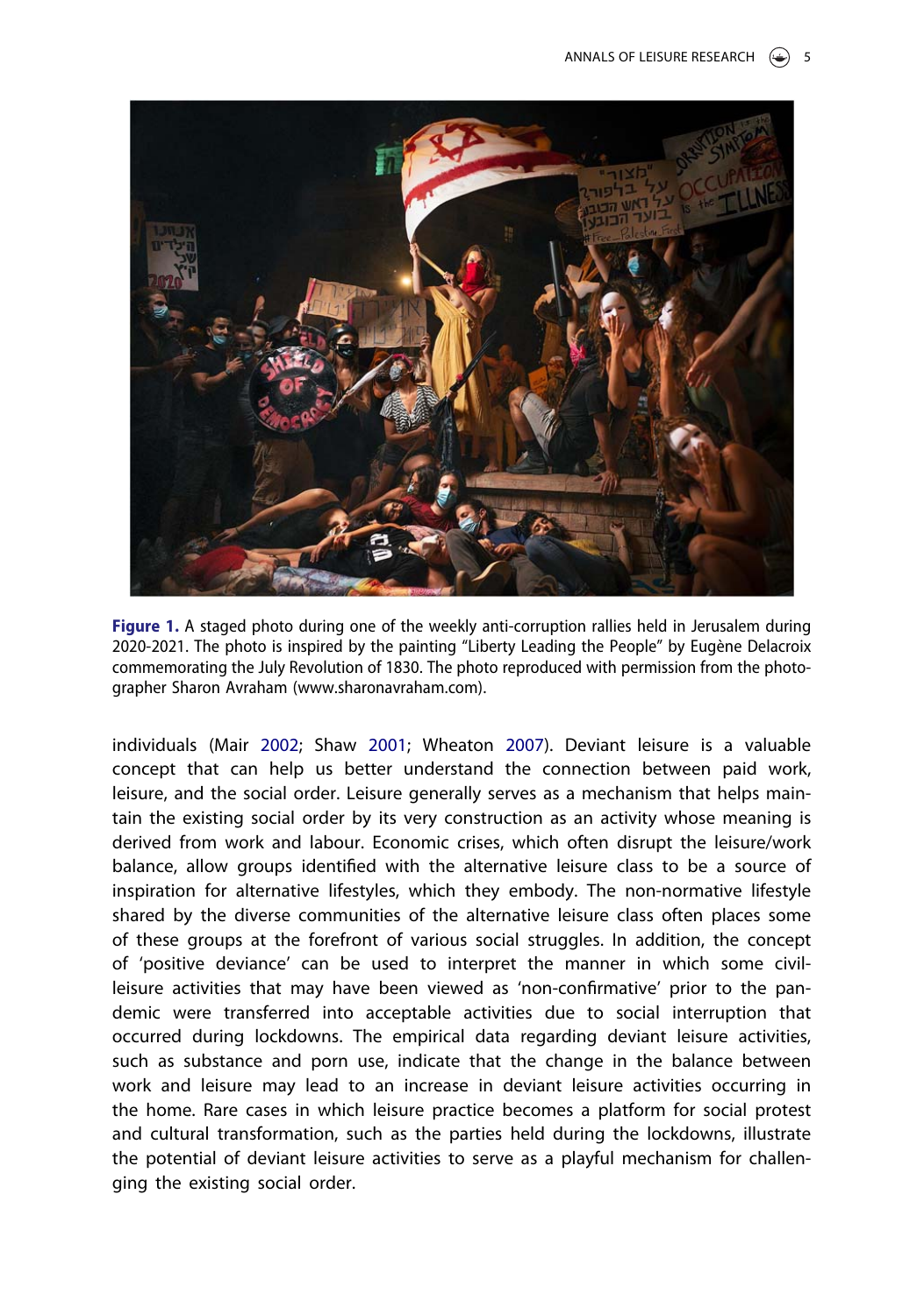**Figure 1.** A staged photo during one of the weekly anti-corruption rallies held in Jerusalem during 2020-2021. The photo is inspired by the painting "Liberty Leading the People" by Eugène Delacroix commemorating the July Revolution of 1830. The photo reproduced with permission from the photographer Sharon Avraham (www.sharonavraham.com).

individuals (Mair 2002; Shaw 2001; Wheaton 2007). Deviant leisure is a valuable concept that can help us better understand the connection between paid work, leisure, and the social order. Leisure generally serves as a mechanism that helps maintain the existing social order by its very construction as an activity whose meaning is derived from work and labour. Economic crises, which often disrupt the leisure/work balance, allow groups identified with the alternative leisure class to be a source of inspiration for alternative lifestyles, which they embody. The non-normative lifestyle shared by the diverse communities of the alternative leisure class often places some of these groups at the forefront of various social struggles. In addition, the concept of 'positive deviance' can be used to interpret the manner in which some civil-leisure activities that may have been viewed as 'non-confirmative' prior to the pandemic were transferred into acceptable activities due to social interruption that occurred during lockdowns. The empirical data regarding deviant leisure activities, such as substance and porn use, indicate that the change in the balance between work and leisure may lead to an increase in deviant leisure activities occurring in the home. Rare cases in which leisure practice becomes a platform for social protest and cultural transformation, such as the parties held during the lockdowns, illustrate the potential of deviant leisure activities to serve as a playful mechanism for challenging the existing social order.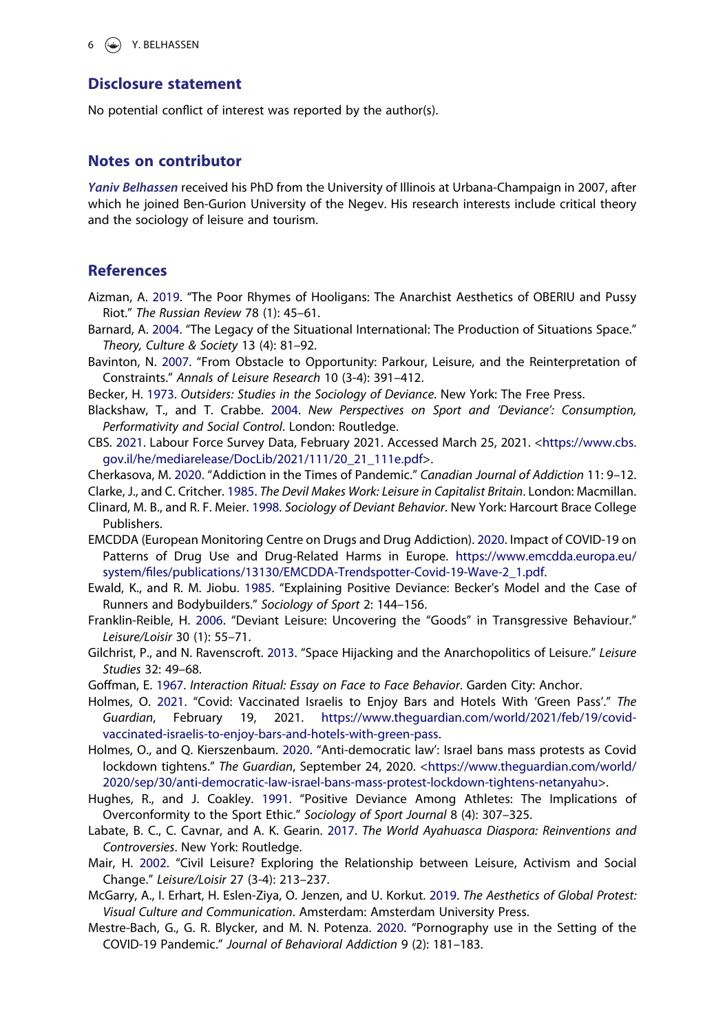## Disclosure statement

No potential conflict of interest was reported by the author(s).

## Notes on contributor

***Yaniv Belhassen*** received his PhD from the University of Illinois at Urbana-Champaign in 2007, after which he joined Ben-Gurion University of the Negev. His research interests include critical theory and the sociology of leisure and tourism.

## References

Aizman, A. 2019. "The Poor Rhymes of Hooligans: The Anarchist Aesthetics of OBERIU and Pussy Riot." *The Russian Review* 78 (1): 45–61.

Barnard, A. 2004. "The Legacy of the Situational International: The Production of Situations Space." *Theory, Culture & Society* 13 (4): 81–92.

Bavinton, N. 2007. "From Obstacle to Opportunity: Parkour, Leisure, and the Reinterpretation of Constraints." *Annals of Leisure Research* 10 (3-4): 391–412.

Becker, H. 1973. *Outsiders: Studies in the Sociology of Deviance*. New York: The Free Press.

Blackshaw, T., and T. Crabbe. 2004. *New Perspectives on Sport and 'Deviance': Consumption, Performativity and Social Control*. London: Routledge.

CBS. 2021. Labour Force Survey Data, February 2021. Accessed March 25, 2021. <https://www.cbs.gov.il/he/mediarelease/DocLib/2021/111/20_21_111e.pdf>.

Cherkasova, M. 2020. "Addiction in the Times of Pandemic." *Canadian Journal of Addiction* 11: 9–12.

Clarke, J., and C. Critcher. 1985. *The Devil Makes Work: Leisure in Capitalist Britain*. London: Macmillan.

Clinard, M. B., and R. F. Meier. 1998. *Sociology of Deviant Behavior*. New York: Harcourt Brace College Publishers.

EMCDDA (European Monitoring Centre on Drugs and Drug Addiction). 2020. Impact of COVID-19 on Patterns of Drug Use and Drug-Related Harms in Europe. https://www.emcdda.europa.eu/system/files/publications/13130/EMCDDA-Trendspotter-Covid-19-Wave-2_1.pdf.

Ewald, K., and R. M. Jiobu. 1985. "Explaining Positive Deviance: Becker's Model and the Case of Runners and Bodybuilders." *Sociology of Sport* 2: 144–156.

Franklin-Reible, H. 2006. "Deviant Leisure: Uncovering the "Goods" in Transgressive Behaviour." *Leisure/Loisir* 30 (1): 55–71.

Gilchrist, P., and N. Ravenscroft. 2013. "Space Hijacking and the Anarchopolitics of Leisure." *Leisure Studies* 32: 49–68.

Goffman, E. 1967. *Interaction Ritual: Essay on Face to Face Behavior*. Garden City: Anchor.

Holmes, O. 2021. "Covid: Vaccinated Israelis to Enjoy Bars and Hotels With 'Green Pass'." *The Guardian*, February 19, 2021. https://www.theguardian.com/world/2021/feb/19/covid-vaccinated-israelis-to-enjoy-bars-and-hotels-with-green-pass.

Holmes, O., and Q. Kierszenbaum. 2020. "Anti-democratic law': Israel bans mass protests as Covid lockdown tightens." *The Guardian*, September 24, 2020. <https://www.theguardian.com/world/2020/sep/30/anti-democratic-law-israel-bans-mass-protest-lockdown-tightens-netanyahu>.

Hughes, R., and J. Coakley. 1991. "Positive Deviance Among Athletes: The Implications of Overconformity to the Sport Ethic." *Sociology of Sport Journal* 8 (4): 307–325.

Labate, B. C., C. Cavnar, and A. K. Gearin. 2017. *The World Ayahuasca Diaspora: Reinventions and Controversies*. New York: Routledge.

Mair, H. 2002. "Civil Leisure? Exploring the Relationship between Leisure, Activism and Social Change." *Leisure/Loisir* 27 (3-4): 213–237.

McGarry, A., I. Erhart, H. Eslen-Ziya, O. Jenzen, and U. Korkut. 2019. *The Aesthetics of Global Protest: Visual Culture and Communication*. Amsterdam: Amsterdam University Press.

Mestre-Bach, G., G. R. Blycker, and M. N. Potenza. 2020. "Pornography use in the Setting of the COVID-19 Pandemic." *Journal of Behavioral Addiction* 9 (2): 181–183.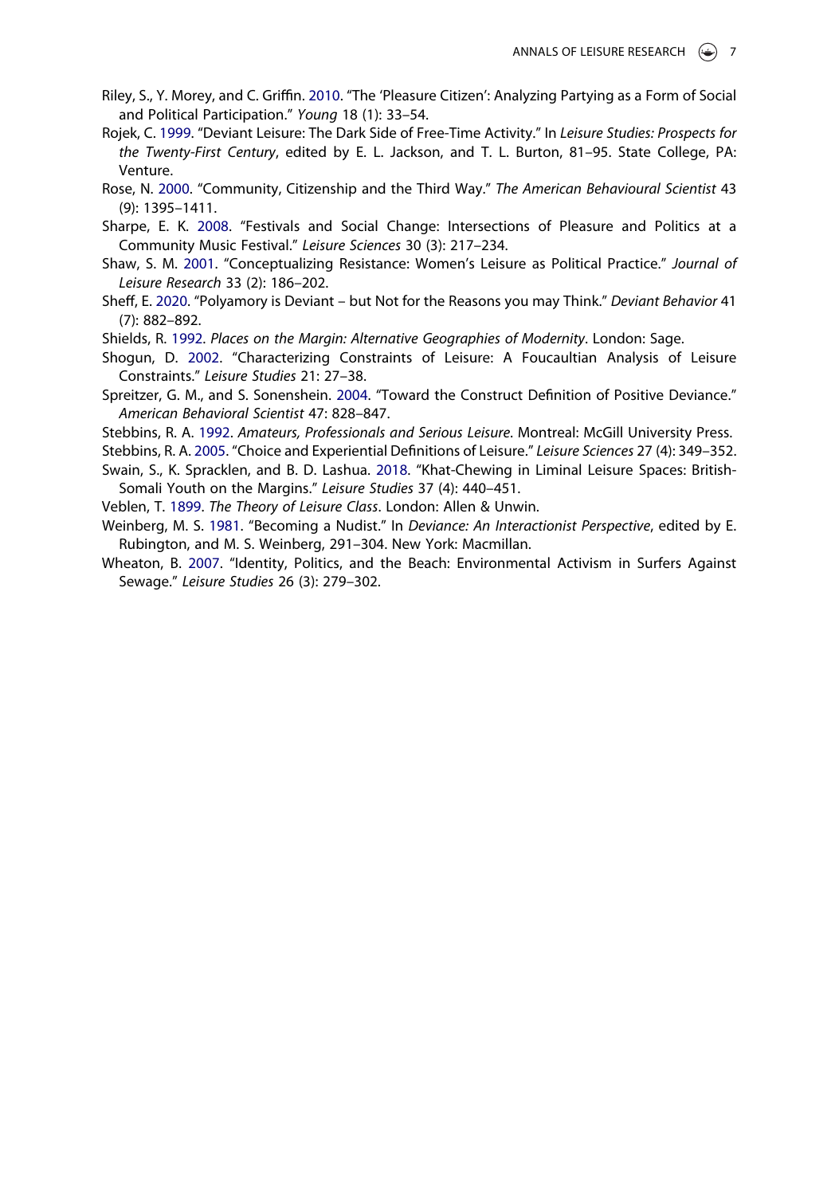Riley, S., Y. Morey, and C. Griffin. 2010. "The 'Pleasure Citizen': Analyzing Partying as a Form of Social and Political Participation." *Young* 18 (1): 33–54.

Rojek, C. 1999. "Deviant Leisure: The Dark Side of Free-Time Activity." In *Leisure Studies: Prospects for the Twenty-First Century*, edited by E. L. Jackson, and T. L. Burton, 81–95. State College, PA: Venture.

Rose, N. 2000. "Community, Citizenship and the Third Way." *The American Behavioural Scientist* 43 (9): 1395–1411.

Sharpe, E. K. 2008. "Festivals and Social Change: Intersections of Pleasure and Politics at a Community Music Festival." *Leisure Sciences* 30 (3): 217–234.

Shaw, S. M. 2001. "Conceptualizing Resistance: Women's Leisure as Political Practice." *Journal of Leisure Research* 33 (2): 186–202.

Sheff, E. 2020. "Polyamory is Deviant – but Not for the Reasons you may Think." *Deviant Behavior* 41 (7): 882–892.

Shields, R. 1992. *Places on the Margin: Alternative Geographies of Modernity*. London: Sage.

Shogun, D. 2002. "Characterizing Constraints of Leisure: A Foucaultian Analysis of Leisure Constraints." *Leisure Studies* 21: 27–38.

Spreitzer, G. M., and S. Sonenshein. 2004. "Toward the Construct Definition of Positive Deviance." *American Behavioral Scientist* 47: 828–847.

Stebbins, R. A. 1992. *Amateurs, Professionals and Serious Leisure*. Montreal: McGill University Press.

Stebbins, R. A. 2005. "Choice and Experiential Definitions of Leisure." *Leisure Sciences* 27 (4): 349–352.

Swain, S., K. Spracklen, and B. D. Lashua. 2018. "Khat-Chewing in Liminal Leisure Spaces: British-Somali Youth on the Margins." *Leisure Studies* 37 (4): 440–451.

Veblen, T. 1899. *The Theory of Leisure Class*. London: Allen & Unwin.

Weinberg, M. S. 1981. "Becoming a Nudist." In *Deviance: An Interactionist Perspective*, edited by E. Rubington, and M. S. Weinberg, 291–304. New York: Macmillan.

Wheaton, B. 2007. "Identity, Politics, and the Beach: Environmental Activism in Surfers Against Sewage." *Leisure Studies* 26 (3): 279–302.